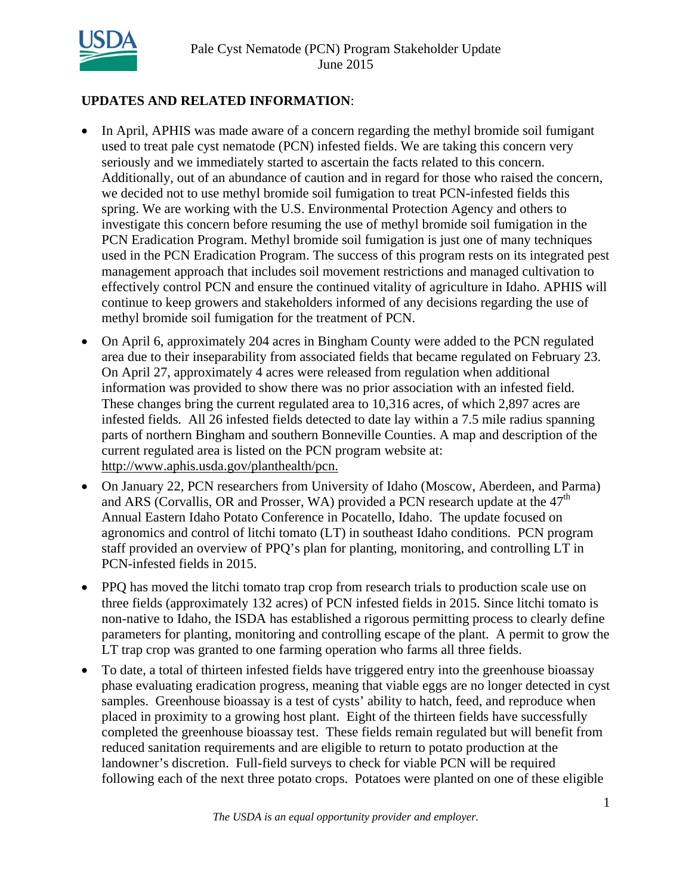Pale Cyst Nematode (PCN) Program Stakeholder Update
June 2015

**UPDATES AND RELATED INFORMATION**:

- In April, APHIS was made aware of a concern regarding the methyl bromide soil fumigant used to treat pale cyst nematode (PCN) infested fields. We are taking this concern very seriously and we immediately started to ascertain the facts related to this concern. Additionally, out of an abundance of caution and in regard for those who raised the concern, we decided not to use methyl bromide soil fumigation to treat PCN-infested fields this spring. We are working with the U.S. Environmental Protection Agency and others to investigate this concern before resuming the use of methyl bromide soil fumigation in the PCN Eradication Program. Methyl bromide soil fumigation is just one of many techniques used in the PCN Eradication Program. The success of this program rests on its integrated pest management approach that includes soil movement restrictions and managed cultivation to effectively control PCN and ensure the continued vitality of agriculture in Idaho. APHIS will continue to keep growers and stakeholders informed of any decisions regarding the use of methyl bromide soil fumigation for the treatment of PCN.

- On April 6, approximately 204 acres in Bingham County were added to the PCN regulated area due to their inseparability from associated fields that became regulated on February 23. On April 27, approximately 4 acres were released from regulation when additional information was provided to show there was no prior association with an infested field. These changes bring the current regulated area to 10,316 acres, of which 2,897 acres are infested fields. All 26 infested fields detected to date lay within a 7.5 mile radius spanning parts of northern Bingham and southern Bonneville Counties. A map and description of the current regulated area is listed on the PCN program website at: http://www.aphis.usda.gov/planthealth/pcn.

- On January 22, PCN researchers from University of Idaho (Moscow, Aberdeen, and Parma) and ARS (Corvallis, OR and Prosser, WA) provided a PCN research update at the 47th Annual Eastern Idaho Potato Conference in Pocatello, Idaho. The update focused on agronomics and control of litchi tomato (LT) in southeast Idaho conditions. PCN program staff provided an overview of PPQ's plan for planting, monitoring, and controlling LT in PCN-infested fields in 2015.

- PPQ has moved the litchi tomato trap crop from research trials to production scale use on three fields (approximately 132 acres) of PCN infested fields in 2015. Since litchi tomato is non-native to Idaho, the ISDA has established a rigorous permitting process to clearly define parameters for planting, monitoring and controlling escape of the plant. A permit to grow the LT trap crop was granted to one farming operation who farms all three fields.

- To date, a total of thirteen infested fields have triggered entry into the greenhouse bioassay phase evaluating eradication progress, meaning that viable eggs are no longer detected in cyst samples. Greenhouse bioassay is a test of cysts' ability to hatch, feed, and reproduce when placed in proximity to a growing host plant. Eight of the thirteen fields have successfully completed the greenhouse bioassay test. These fields remain regulated but will benefit from reduced sanitation requirements and are eligible to return to potato production at the landowner's discretion. Full-field surveys to check for viable PCN will be required following each of the next three potato crops. Potatoes were planted on one of these eligible

*The USDA is an equal opportunity provider and employer.*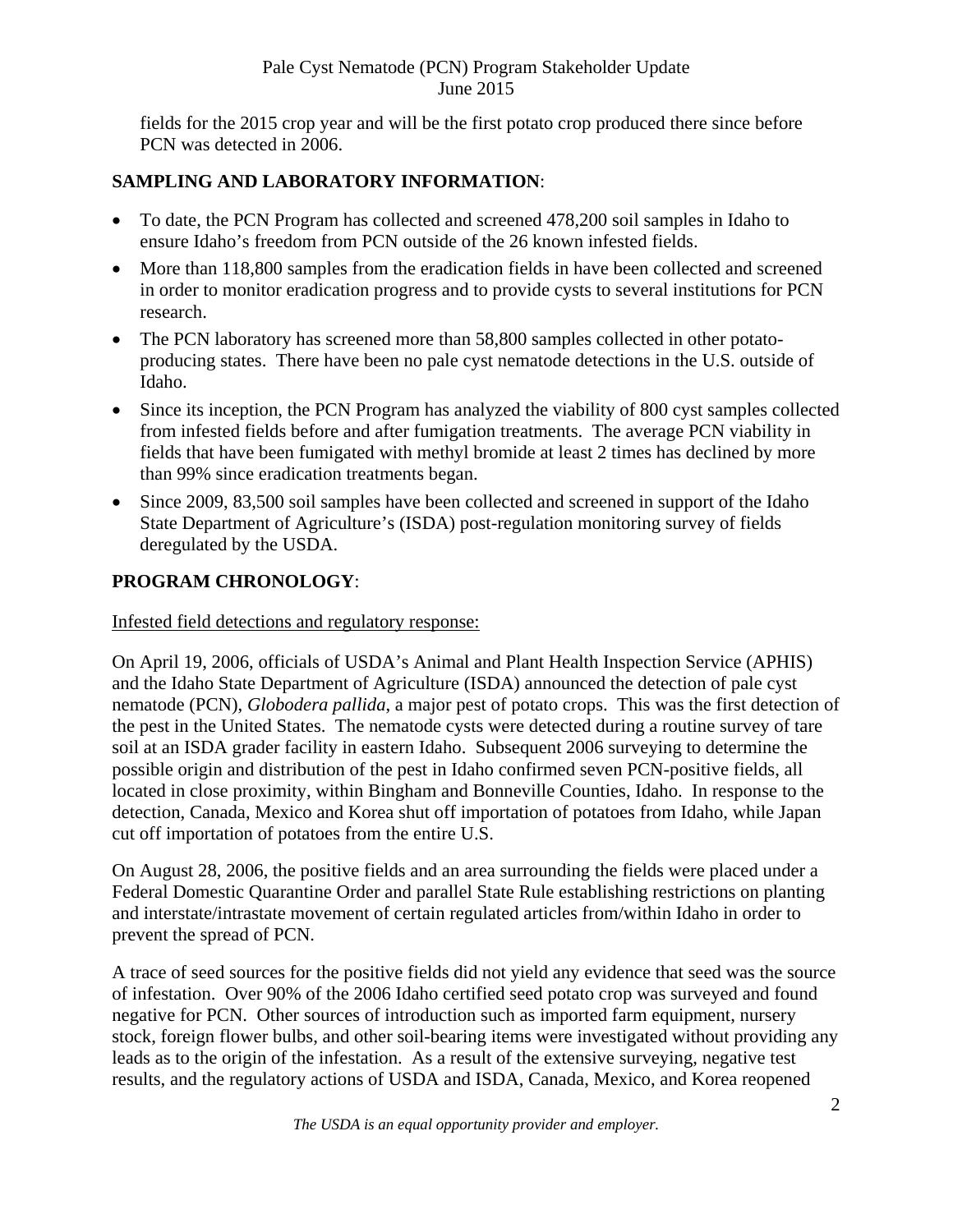fields for the 2015 crop year and will be the first potato crop produced there since before PCN was detected in 2006.

**SAMPLING AND LABORATORY INFORMATION**:

- To date, the PCN Program has collected and screened 478,200 soil samples in Idaho to ensure Idaho's freedom from PCN outside of the 26 known infested fields.
- More than 118,800 samples from the eradication fields in have been collected and screened in order to monitor eradication progress and to provide cysts to several institutions for PCN research.
- The PCN laboratory has screened more than 58,800 samples collected in other potato-producing states. There have been no pale cyst nematode detections in the U.S. outside of Idaho.
- Since its inception, the PCN Program has analyzed the viability of 800 cyst samples collected from infested fields before and after fumigation treatments. The average PCN viability in fields that have been fumigated with methyl bromide at least 2 times has declined by more than 99% since eradication treatments began.
- Since 2009, 83,500 soil samples have been collected and screened in support of the Idaho State Department of Agriculture's (ISDA) post-regulation monitoring survey of fields deregulated by the USDA.

**PROGRAM CHRONOLOGY**:

Infested field detections and regulatory response:

On April 19, 2006, officials of USDA's Animal and Plant Health Inspection Service (APHIS) and the Idaho State Department of Agriculture (ISDA) announced the detection of pale cyst nematode (PCN), *Globodera pallida*, a major pest of potato crops. This was the first detection of the pest in the United States. The nematode cysts were detected during a routine survey of tare soil at an ISDA grader facility in eastern Idaho. Subsequent 2006 surveying to determine the possible origin and distribution of the pest in Idaho confirmed seven PCN-positive fields, all located in close proximity, within Bingham and Bonneville Counties, Idaho. In response to the detection, Canada, Mexico and Korea shut off importation of potatoes from Idaho, while Japan cut off importation of potatoes from the entire U.S.

On August 28, 2006, the positive fields and an area surrounding the fields were placed under a Federal Domestic Quarantine Order and parallel State Rule establishing restrictions on planting and interstate/intrastate movement of certain regulated articles from/within Idaho in order to prevent the spread of PCN.

A trace of seed sources for the positive fields did not yield any evidence that seed was the source of infestation. Over 90% of the 2006 Idaho certified seed potato crop was surveyed and found negative for PCN. Other sources of introduction such as imported farm equipment, nursery stock, foreign flower bulbs, and other soil-bearing items were investigated without providing any leads as to the origin of the infestation. As a result of the extensive surveying, negative test results, and the regulatory actions of USDA and ISDA, Canada, Mexico, and Korea reopened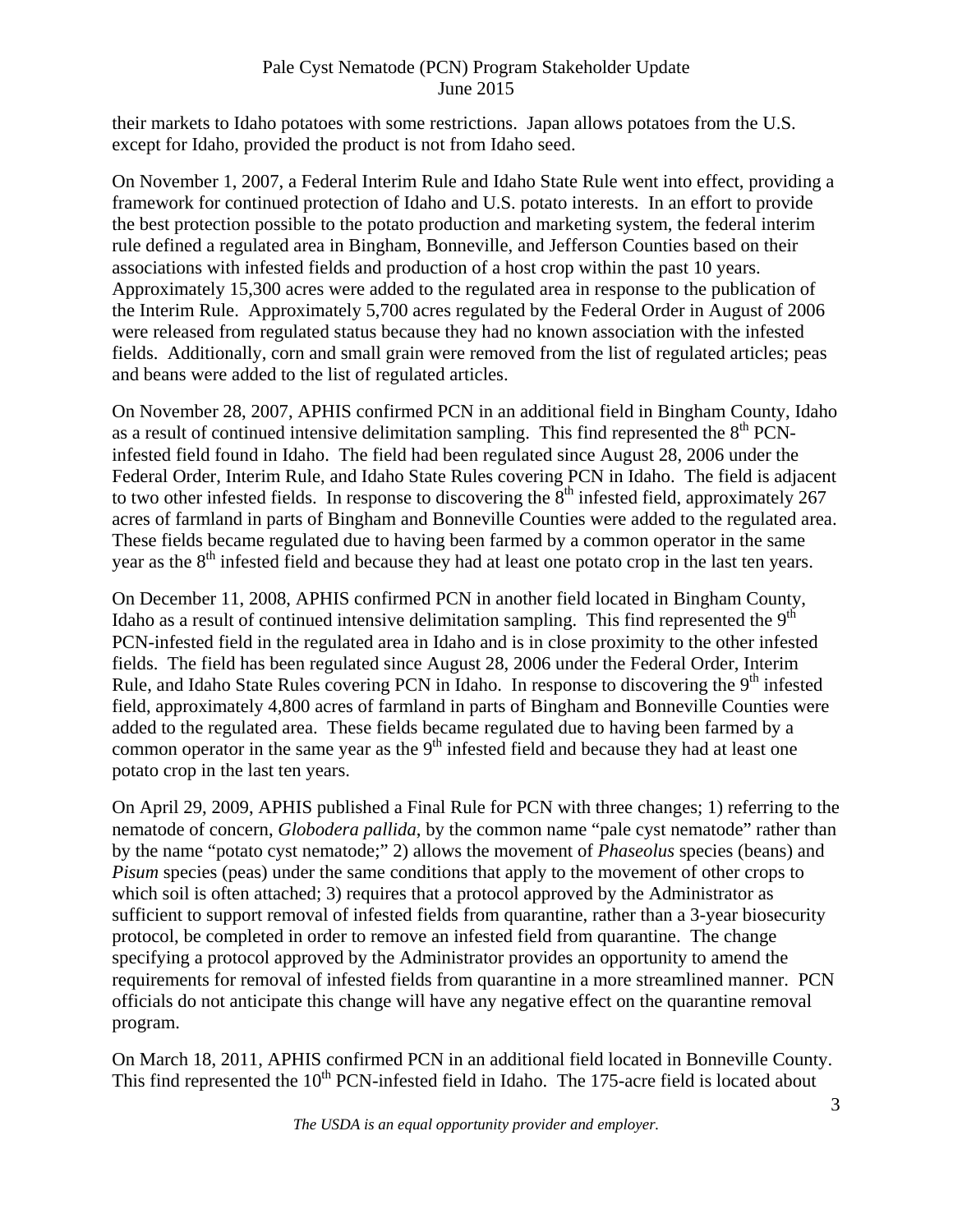their markets to Idaho potatoes with some restrictions. Japan allows potatoes from the U.S. except for Idaho, provided the product is not from Idaho seed.

On November 1, 2007, a Federal Interim Rule and Idaho State Rule went into effect, providing a framework for continued protection of Idaho and U.S. potato interests. In an effort to provide the best protection possible to the potato production and marketing system, the federal interim rule defined a regulated area in Bingham, Bonneville, and Jefferson Counties based on their associations with infested fields and production of a host crop within the past 10 years. Approximately 15,300 acres were added to the regulated area in response to the publication of the Interim Rule. Approximately 5,700 acres regulated by the Federal Order in August of 2006 were released from regulated status because they had no known association with the infested fields. Additionally, corn and small grain were removed from the list of regulated articles; peas and beans were added to the list of regulated articles.

On November 28, 2007, APHIS confirmed PCN in an additional field in Bingham County, Idaho as a result of continued intensive delimitation sampling. This find represented the 8th PCN-infested field found in Idaho. The field had been regulated since August 28, 2006 under the Federal Order, Interim Rule, and Idaho State Rules covering PCN in Idaho. The field is adjacent to two other infested fields. In response to discovering the 8th infested field, approximately 267 acres of farmland in parts of Bingham and Bonneville Counties were added to the regulated area. These fields became regulated due to having been farmed by a common operator in the same year as the 8th infested field and because they had at least one potato crop in the last ten years.

On December 11, 2008, APHIS confirmed PCN in another field located in Bingham County, Idaho as a result of continued intensive delimitation sampling. This find represented the 9th PCN-infested field in the regulated area in Idaho and is in close proximity to the other infested fields. The field has been regulated since August 28, 2006 under the Federal Order, Interim Rule, and Idaho State Rules covering PCN in Idaho. In response to discovering the 9th infested field, approximately 4,800 acres of farmland in parts of Bingham and Bonneville Counties were added to the regulated area. These fields became regulated due to having been farmed by a common operator in the same year as the 9th infested field and because they had at least one potato crop in the last ten years.

On April 29, 2009, APHIS published a Final Rule for PCN with three changes; 1) referring to the nematode of concern, *Globodera pallida*, by the common name "pale cyst nematode" rather than by the name "potato cyst nematode;" 2) allows the movement of *Phaseolus* species (beans) and *Pisum* species (peas) under the same conditions that apply to the movement of other crops to which soil is often attached; 3) requires that a protocol approved by the Administrator as sufficient to support removal of infested fields from quarantine, rather than a 3-year biosecurity protocol, be completed in order to remove an infested field from quarantine. The change specifying a protocol approved by the Administrator provides an opportunity to amend the requirements for removal of infested fields from quarantine in a more streamlined manner. PCN officials do not anticipate this change will have any negative effect on the quarantine removal program.

On March 18, 2011, APHIS confirmed PCN in an additional field located in Bonneville County. This find represented the 10th PCN-infested field in Idaho. The 175-acre field is located about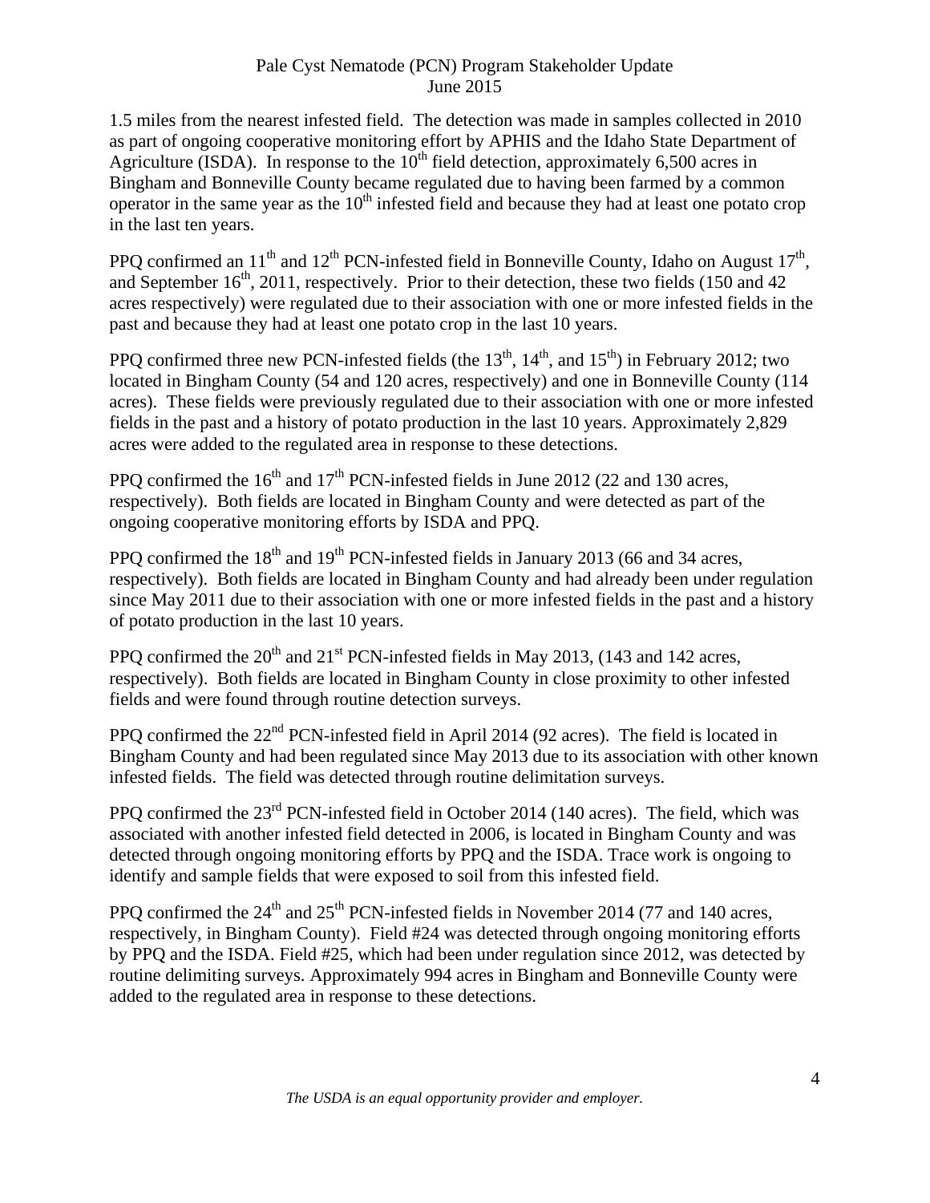1.5 miles from the nearest infested field. The detection was made in samples collected in 2010 as part of ongoing cooperative monitoring effort by APHIS and the Idaho State Department of Agriculture (ISDA). In response to the 10th field detection, approximately 6,500 acres in Bingham and Bonneville County became regulated due to having been farmed by a common operator in the same year as the 10th infested field and because they had at least one potato crop in the last ten years.

PPQ confirmed an 11th and 12th PCN-infested field in Bonneville County, Idaho on August 17th, and September 16th, 2011, respectively. Prior to their detection, these two fields (150 and 42 acres respectively) were regulated due to their association with one or more infested fields in the past and because they had at least one potato crop in the last 10 years.

PPQ confirmed three new PCN-infested fields (the 13th, 14th, and 15th) in February 2012; two located in Bingham County (54 and 120 acres, respectively) and one in Bonneville County (114 acres). These fields were previously regulated due to their association with one or more infested fields in the past and a history of potato production in the last 10 years. Approximately 2,829 acres were added to the regulated area in response to these detections.

PPQ confirmed the 16th and 17th PCN-infested fields in June 2012 (22 and 130 acres, respectively). Both fields are located in Bingham County and were detected as part of the ongoing cooperative monitoring efforts by ISDA and PPQ.

PPQ confirmed the 18th and 19th PCN-infested fields in January 2013 (66 and 34 acres, respectively). Both fields are located in Bingham County and had already been under regulation since May 2011 due to their association with one or more infested fields in the past and a history of potato production in the last 10 years.

PPQ confirmed the 20th and 21st PCN-infested fields in May 2013, (143 and 142 acres, respectively). Both fields are located in Bingham County in close proximity to other infested fields and were found through routine detection surveys.

PPQ confirmed the 22nd PCN-infested field in April 2014 (92 acres). The field is located in Bingham County and had been regulated since May 2013 due to its association with other known infested fields. The field was detected through routine delimitation surveys.

PPQ confirmed the 23rd PCN-infested field in October 2014 (140 acres). The field, which was associated with another infested field detected in 2006, is located in Bingham County and was detected through ongoing monitoring efforts by PPQ and the ISDA. Trace work is ongoing to identify and sample fields that were exposed to soil from this infested field.

PPQ confirmed the 24th and 25th PCN-infested fields in November 2014 (77 and 140 acres, respectively, in Bingham County). Field #24 was detected through ongoing monitoring efforts by PPQ and the ISDA. Field #25, which had been under regulation since 2012, was detected by routine delimiting surveys. Approximately 994 acres in Bingham and Bonneville County were added to the regulated area in response to these detections.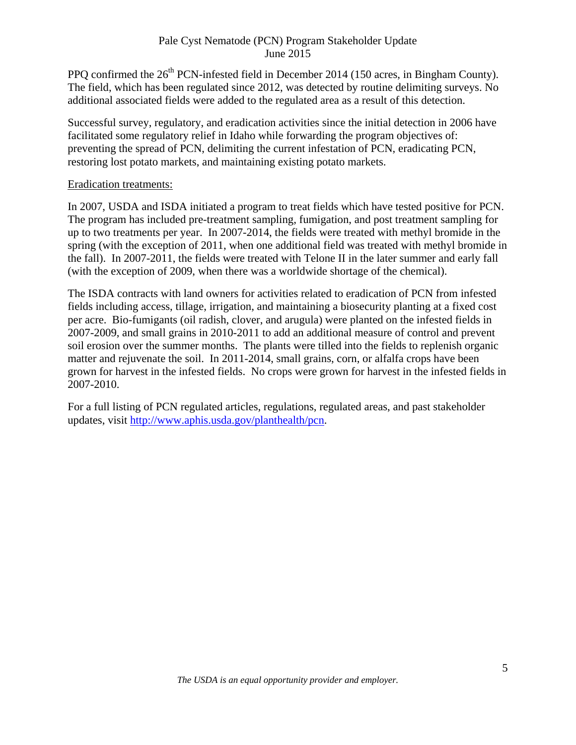PPQ confirmed the 26th PCN-infested field in December 2014 (150 acres, in Bingham County). The field, which has been regulated since 2012, was detected by routine delimiting surveys. No additional associated fields were added to the regulated area as a result of this detection.

Successful survey, regulatory, and eradication activities since the initial detection in 2006 have facilitated some regulatory relief in Idaho while forwarding the program objectives of: preventing the spread of PCN, delimiting the current infestation of PCN, eradicating PCN, restoring lost potato markets, and maintaining existing potato markets.

Eradication treatments:

In 2007, USDA and ISDA initiated a program to treat fields which have tested positive for PCN. The program has included pre-treatment sampling, fumigation, and post treatment sampling for up to two treatments per year. In 2007-2014, the fields were treated with methyl bromide in the spring (with the exception of 2011, when one additional field was treated with methyl bromide in the fall). In 2007-2011, the fields were treated with Telone II in the later summer and early fall (with the exception of 2009, when there was a worldwide shortage of the chemical).

The ISDA contracts with land owners for activities related to eradication of PCN from infested fields including access, tillage, irrigation, and maintaining a biosecurity planting at a fixed cost per acre. Bio-fumigants (oil radish, clover, and arugula) were planted on the infested fields in 2007-2009, and small grains in 2010-2011 to add an additional measure of control and prevent soil erosion over the summer months. The plants were tilled into the fields to replenish organic matter and rejuvenate the soil. In 2011-2014, small grains, corn, or alfalfa crops have been grown for harvest in the infested fields. No crops were grown for harvest in the infested fields in 2007-2010.

For a full listing of PCN regulated articles, regulations, regulated areas, and past stakeholder updates, visit http://www.aphis.usda.gov/planthealth/pcn.

*The USDA is an equal opportunity provider and employer.*